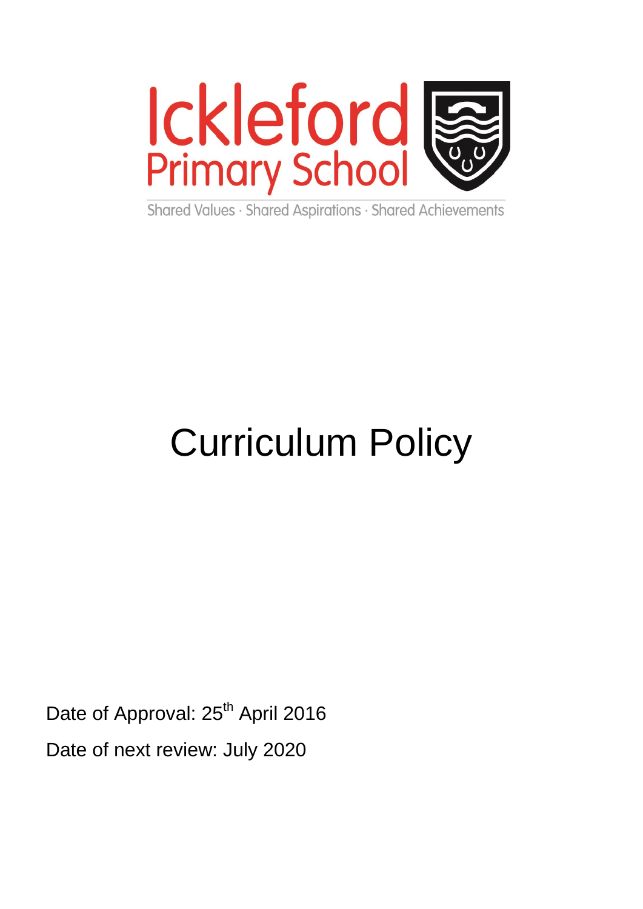Ickleford
Primary School

Shared Values · Shared Aspirations · Shared Achievements

# Curriculum Policy

Date of Approval: 25th April 2016

Date of next review: July 2020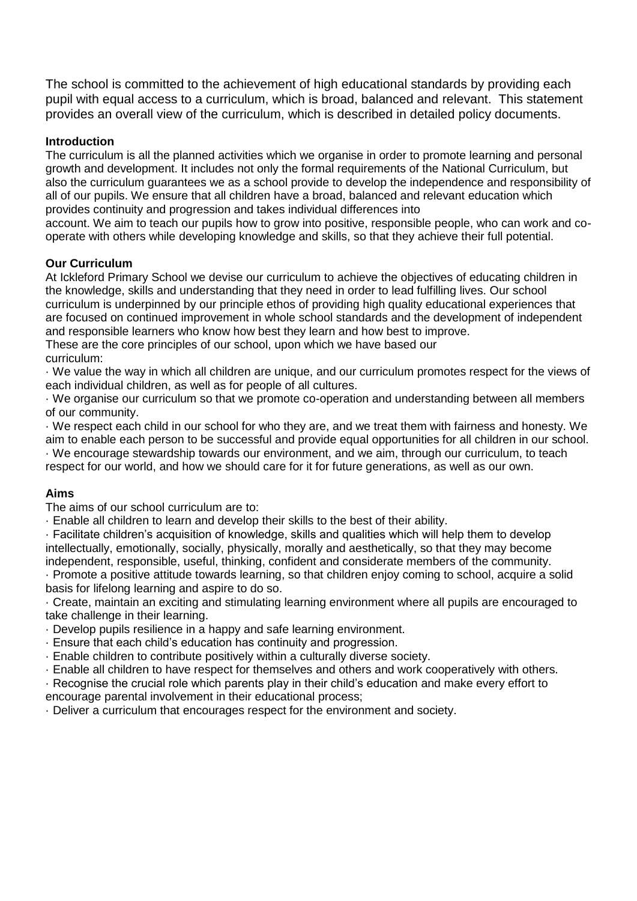The school is committed to the achievement of high educational standards by providing each pupil with equal access to a curriculum, which is broad, balanced and relevant. This statement provides an overall view of the curriculum, which is described in detailed policy documents.

**Introduction**

The curriculum is all the planned activities which we organise in order to promote learning and personal growth and development. It includes not only the formal requirements of the National Curriculum, but also the curriculum guarantees we as a school provide to develop the independence and responsibility of all of our pupils. We ensure that all children have a broad, balanced and relevant education which provides continuity and progression and takes individual differences into account. We aim to teach our pupils how to grow into positive, responsible people, who can work and co-operate with others while developing knowledge and skills, so that they achieve their full potential.

**Our Curriculum**

At Ickleford Primary School we devise our curriculum to achieve the objectives of educating children in the knowledge, skills and understanding that they need in order to lead fulfilling lives. Our school curriculum is underpinned by our principle ethos of providing high quality educational experiences that are focused on continued improvement in whole school standards and the development of independent and responsible learners who know how best they learn and how best to improve.

These are the core principles of our school, upon which we have based our curriculum:

- We value the way in which all children are unique, and our curriculum promotes respect for the views of each individual children, as well as for people of all cultures.
- We organise our curriculum so that we promote co-operation and understanding between all members of our community.
- We respect each child in our school for who they are, and we treat them with fairness and honesty. We aim to enable each person to be successful and provide equal opportunities for all children in our school.
- We encourage stewardship towards our environment, and we aim, through our curriculum, to teach respect for our world, and how we should care for it for future generations, as well as our own.

**Aims**

The aims of our school curriculum are to:

- Enable all children to learn and develop their skills to the best of their ability.
- Facilitate children's acquisition of knowledge, skills and qualities which will help them to develop intellectually, emotionally, socially, physically, morally and aesthetically, so that they may become independent, responsible, useful, thinking, confident and considerate members of the community.
- Promote a positive attitude towards learning, so that children enjoy coming to school, acquire a solid basis for lifelong learning and aspire to do so.
- Create, maintain an exciting and stimulating learning environment where all pupils are encouraged to take challenge in their learning.
- Develop pupils resilience in a happy and safe learning environment.
- Ensure that each child's education has continuity and progression.
- Enable children to contribute positively within a culturally diverse society.
- Enable all children to have respect for themselves and others and work cooperatively with others.
- Recognise the crucial role which parents play in their child's education and make every effort to encourage parental involvement in their educational process;
- Deliver a curriculum that encourages respect for the environment and society.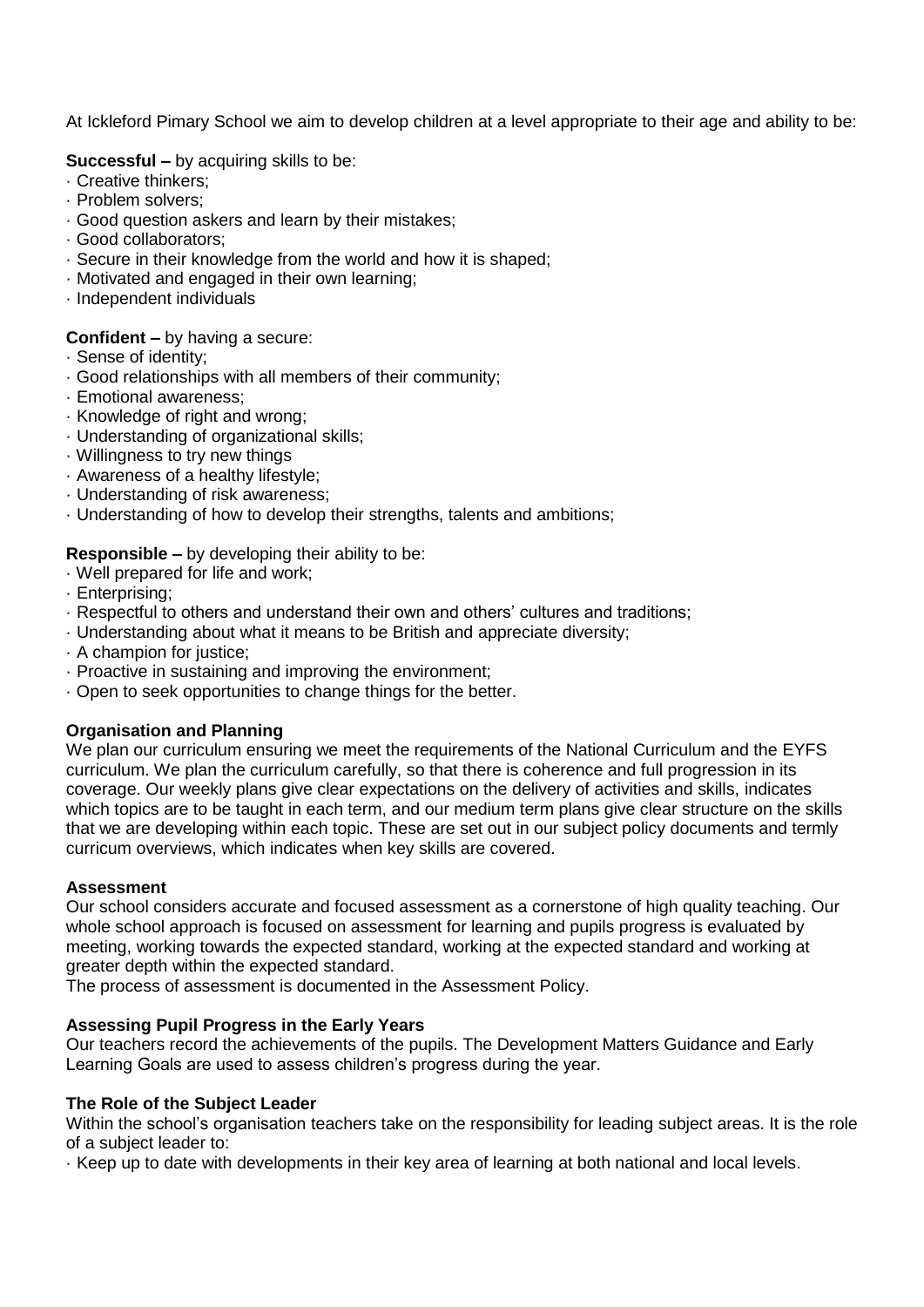At Ickleford Pimary School we aim to develop children at a level appropriate to their age and ability to be:

**Successful –** by acquiring skills to be:

- Creative thinkers;
- Problem solvers;
- Good question askers and learn by their mistakes;
- Good collaborators;
- Secure in their knowledge from the world and how it is shaped;
- Motivated and engaged in their own learning;
- Independent individuals

**Confident –** by having a secure:

- Sense of identity;
- Good relationships with all members of their community;
- Emotional awareness;
- Knowledge of right and wrong;
- Understanding of organizational skills;
- Willingness to try new things
- Awareness of a healthy lifestyle;
- Understanding of risk awareness;
- Understanding of how to develop their strengths, talents and ambitions;

**Responsible –** by developing their ability to be:

- Well prepared for life and work;
- Enterprising;
- Respectful to others and understand their own and others' cultures and traditions;
- Understanding about what it means to be British and appreciate diversity;
- A champion for justice;
- Proactive in sustaining and improving the environment;
- Open to seek opportunities to change things for the better.

**Organisation and Planning**

We plan our curriculum ensuring we meet the requirements of the National Curriculum and the EYFS curriculum. We plan the curriculum carefully, so that there is coherence and full progression in its coverage. Our weekly plans give clear expectations on the delivery of activities and skills, indicates which topics are to be taught in each term, and our medium term plans give clear structure on the skills that we are developing within each topic. These are set out in our subject policy documents and termly curricum overviews, which indicates when key skills are covered.

**Assessment**

Our school considers accurate and focused assessment as a cornerstone of high quality teaching. Our whole school approach is focused on assessment for learning and pupils progress is evaluated by meeting, working towards the expected standard, working at the expected standard and working at greater depth within the expected standard.

The process of assessment is documented in the Assessment Policy.

**Assessing Pupil Progress in the Early Years**

Our teachers record the achievements of the pupils. The Development Matters Guidance and Early Learning Goals are used to assess children's progress during the year.

**The Role of the Subject Leader**

Within the school's organisation teachers take on the responsibility for leading subject areas. It is the role of a subject leader to:

- Keep up to date with developments in their key area of learning at both national and local levels.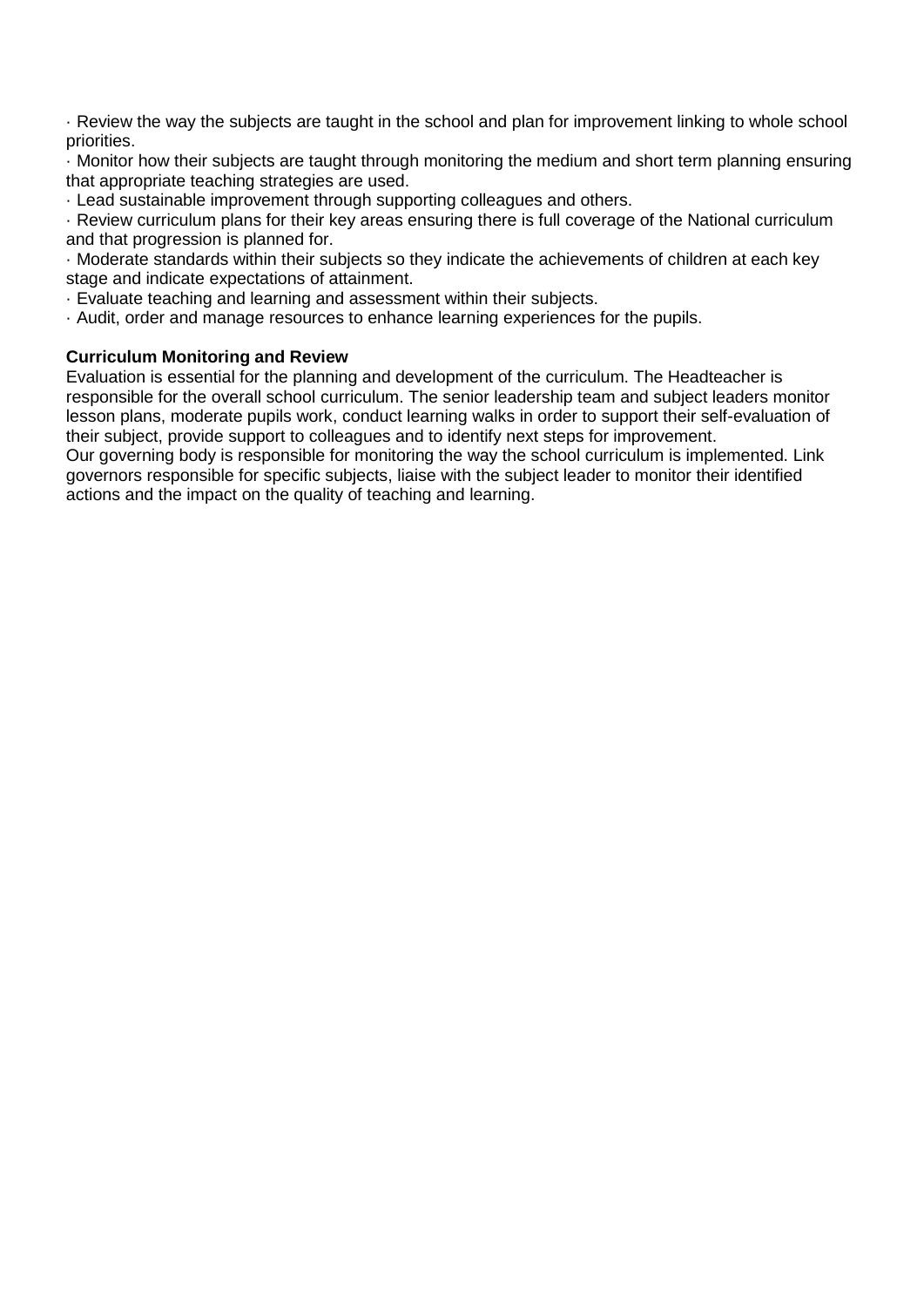· Review the way the subjects are taught in the school and plan for improvement linking to whole school priorities.
· Monitor how their subjects are taught through monitoring the medium and short term planning ensuring that appropriate teaching strategies are used.
· Lead sustainable improvement through supporting colleagues and others.
· Review curriculum plans for their key areas ensuring there is full coverage of the National curriculum and that progression is planned for.
· Moderate standards within their subjects so they indicate the achievements of children at each key stage and indicate expectations of attainment.
· Evaluate teaching and learning and assessment within their subjects.
· Audit, order and manage resources to enhance learning experiences for the pupils.

**Curriculum Monitoring and Review**

Evaluation is essential for the planning and development of the curriculum. The Headteacher is responsible for the overall school curriculum. The senior leadership team and subject leaders monitor lesson plans, moderate pupils work, conduct learning walks in order to support their self-evaluation of their subject, provide support to colleagues and to identify next steps for improvement.
Our governing body is responsible for monitoring the way the school curriculum is implemented. Link governors responsible for specific subjects, liaise with the subject leader to monitor their identified actions and the impact on the quality of teaching and learning.